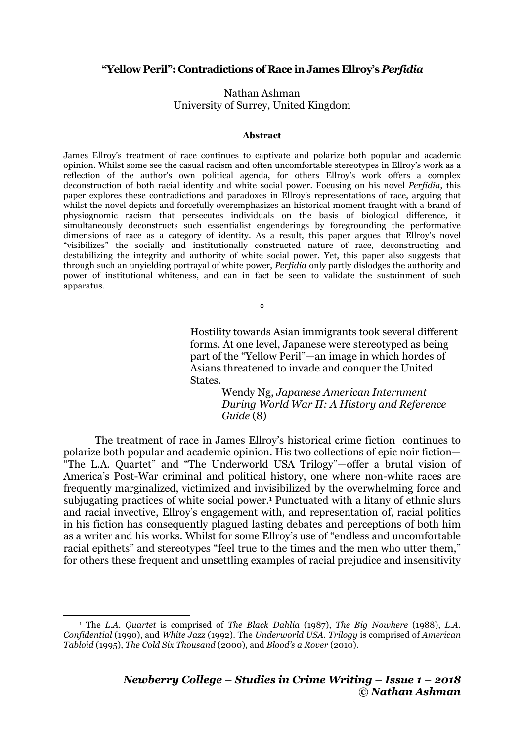# "Yellow Peril": Contradictions of Race in James Ellroy's *Perfidia*

Nathan Ashman
University of Surrey, United Kingdom

**Abstract**

James Ellroy's treatment of race continues to captivate and polarize both popular and academic opinion. Whilst some see the casual racism and often uncomfortable stereotypes in Ellroy's work as a reflection of the author's own political agenda, for others Ellroy's work offers a complex deconstruction of both racial identity and white social power. Focusing on his novel *Perfidia*, this paper explores these contradictions and paradoxes in Ellroy's representations of race, arguing that whilst the novel depicts and forcefully overemphasizes an historical moment fraught with a brand of physiognomic racism that persecutes individuals on the basis of biological difference, it simultaneously deconstructs such essentialist engenderings by foregrounding the performative dimensions of race as a category of identity. As a result, this paper argues that Ellroy's novel "visibilizes" the socially and institutionally constructed nature of race, deconstructing and destabilizing the integrity and authority of white social power. Yet, this paper also suggests that through such an unyielding portrayal of white power, *Perfidia* only partly dislodges the authority and power of institutional whiteness, and can in fact be seen to validate the sustainment of such apparatus.

*

> Hostility towards Asian immigrants took several different forms. At one level, Japanese were stereotyped as being part of the "Yellow Peril"—an image in which hordes of Asians threatened to invade and conquer the United States.
>
> Wendy Ng, *Japanese American Internment During World War II: A History and Reference Guide* (8)

The treatment of race in James Ellroy's historical crime fiction continues to polarize both popular and academic opinion. His two collections of epic noir fiction—"The L.A. Quartet" and "The Underworld USA Trilogy"—offer a brutal vision of America's Post-War criminal and political history, one where non-white races are frequently marginalized, victimized and invisibilized by the overwhelming force and subjugating practices of white social power.[1] Punctuated with a litany of ethnic slurs and racial invective, Ellroy's engagement with, and representation of, racial politics in his fiction has consequently plagued lasting debates and perceptions of both him as a writer and his works. Whilst for some Ellroy's use of "endless and uncomfortable racial epithets" and stereotypes "feel true to the times and the men who utter them," for others these frequent and unsettling examples of racial prejudice and insensitivity

[1] The *L.A. Quartet* is comprised of *The Black Dahlia* (1987), *The Big Nowhere* (1988), *L.A. Confidential* (1990), and *White Jazz* (1992). The *Underworld USA. Trilogy* is comprised of *American Tabloid* (1995), *The Cold Six Thousand* (2000), and *Blood's a Rover* (2010).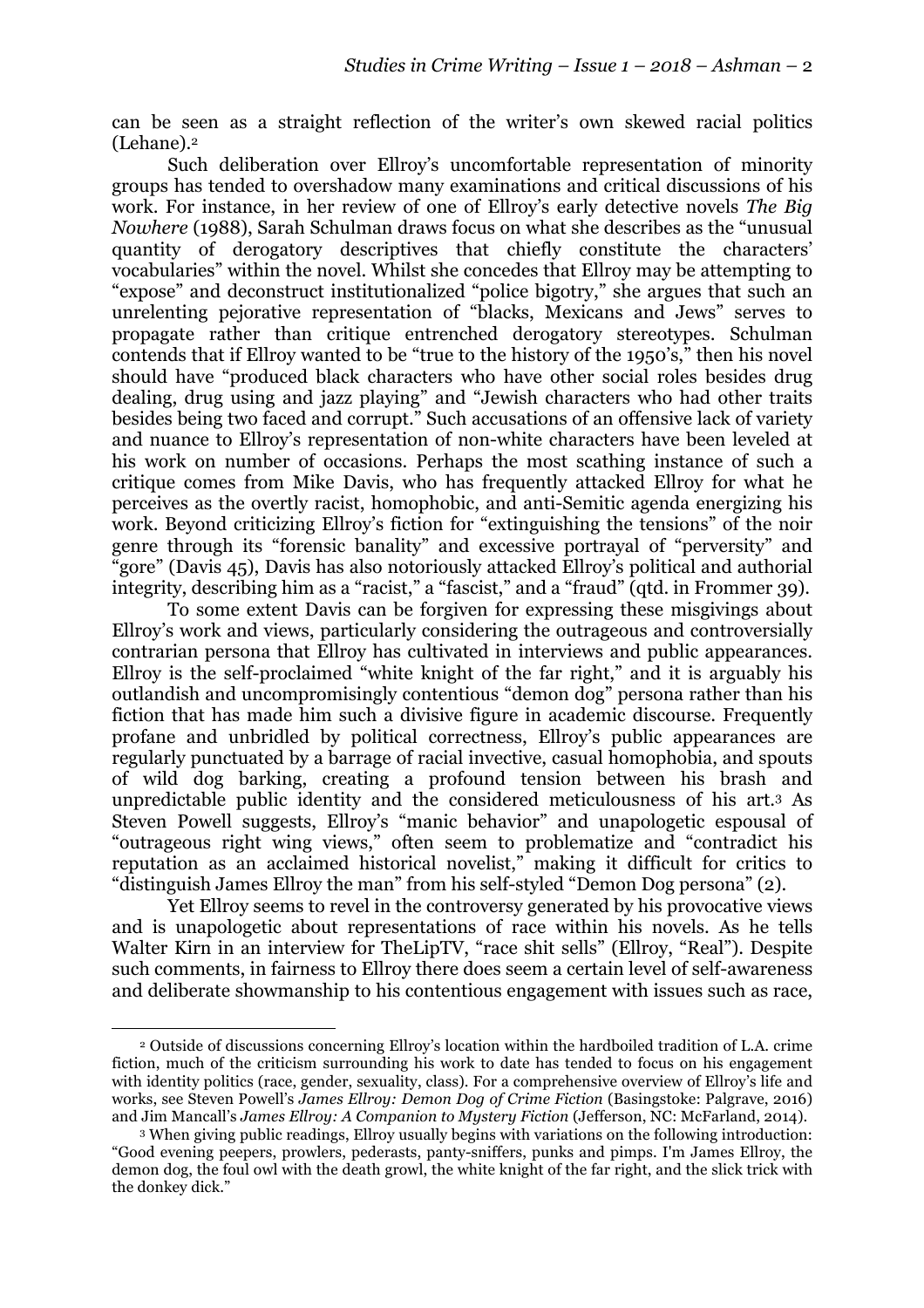can be seen as a straight reflection of the writer's own skewed racial politics (Lehane).[2]

Such deliberation over Ellroy's uncomfortable representation of minority groups has tended to overshadow many examinations and critical discussions of his work. For instance, in her review of one of Ellroy's early detective novels *The Big Nowhere* (1988), Sarah Schulman draws focus on what she describes as the "unusual quantity of derogatory descriptives that chiefly constitute the characters' vocabularies" within the novel. Whilst she concedes that Ellroy may be attempting to "expose" and deconstruct institutionalized "police bigotry," she argues that such an unrelenting pejorative representation of "blacks, Mexicans and Jews" serves to propagate rather than critique entrenched derogatory stereotypes. Schulman contends that if Ellroy wanted to be "true to the history of the 1950's," then his novel should have "produced black characters who have other social roles besides drug dealing, drug using and jazz playing" and "Jewish characters who had other traits besides being two faced and corrupt." Such accusations of an offensive lack of variety and nuance to Ellroy's representation of non-white characters have been leveled at his work on number of occasions. Perhaps the most scathing instance of such a critique comes from Mike Davis, who has frequently attacked Ellroy for what he perceives as the overtly racist, homophobic, and anti-Semitic agenda energizing his work. Beyond criticizing Ellroy's fiction for "extinguishing the tensions" of the noir genre through its "forensic banality" and excessive portrayal of "perversity" and "gore" (Davis 45), Davis has also notoriously attacked Ellroy's political and authorial integrity, describing him as a "racist," a "fascist," and a "fraud" (qtd. in Frommer 39).

To some extent Davis can be forgiven for expressing these misgivings about Ellroy's work and views, particularly considering the outrageous and controversially contrarian persona that Ellroy has cultivated in interviews and public appearances. Ellroy is the self-proclaimed "white knight of the far right," and it is arguably his outlandish and uncompromisingly contentious "demon dog" persona rather than his fiction that has made him such a divisive figure in academic discourse. Frequently profane and unbridled by political correctness, Ellroy's public appearances are regularly punctuated by a barrage of racial invective, casual homophobia, and spouts of wild dog barking, creating a profound tension between his brash and unpredictable public identity and the considered meticulousness of his art.[3] As Steven Powell suggests, Ellroy's "manic behavior" and unapologetic espousal of "outrageous right wing views," often seem to problematize and "contradict his reputation as an acclaimed historical novelist," making it difficult for critics to "distinguish James Ellroy the man" from his self-styled "Demon Dog persona" (2).

Yet Ellroy seems to revel in the controversy generated by his provocative views and is unapologetic about representations of race within his novels. As he tells Walter Kirn in an interview for TheLipTV, "race shit sells" (Ellroy, "Real"). Despite such comments, in fairness to Ellroy there does seem a certain level of self-awareness and deliberate showmanship to his contentious engagement with issues such as race,

---

[2] Outside of discussions concerning Ellroy's location within the hardboiled tradition of L.A. crime fiction, much of the criticism surrounding his work to date has tended to focus on his engagement with identity politics (race, gender, sexuality, class). For a comprehensive overview of Ellroy's life and works, see Steven Powell's *James Ellroy: Demon Dog of Crime Fiction* (Basingstoke: Palgrave, 2016) and Jim Mancall's *James Ellroy: A Companion to Mystery Fiction* (Jefferson, NC: McFarland, 2014).

[3] When giving public readings, Ellroy usually begins with variations on the following introduction: "Good evening peepers, prowlers, pederasts, panty-sniffers, punks and pimps. I'm James Ellroy, the demon dog, the foul owl with the death growl, the white knight of the far right, and the slick trick with the donkey dick."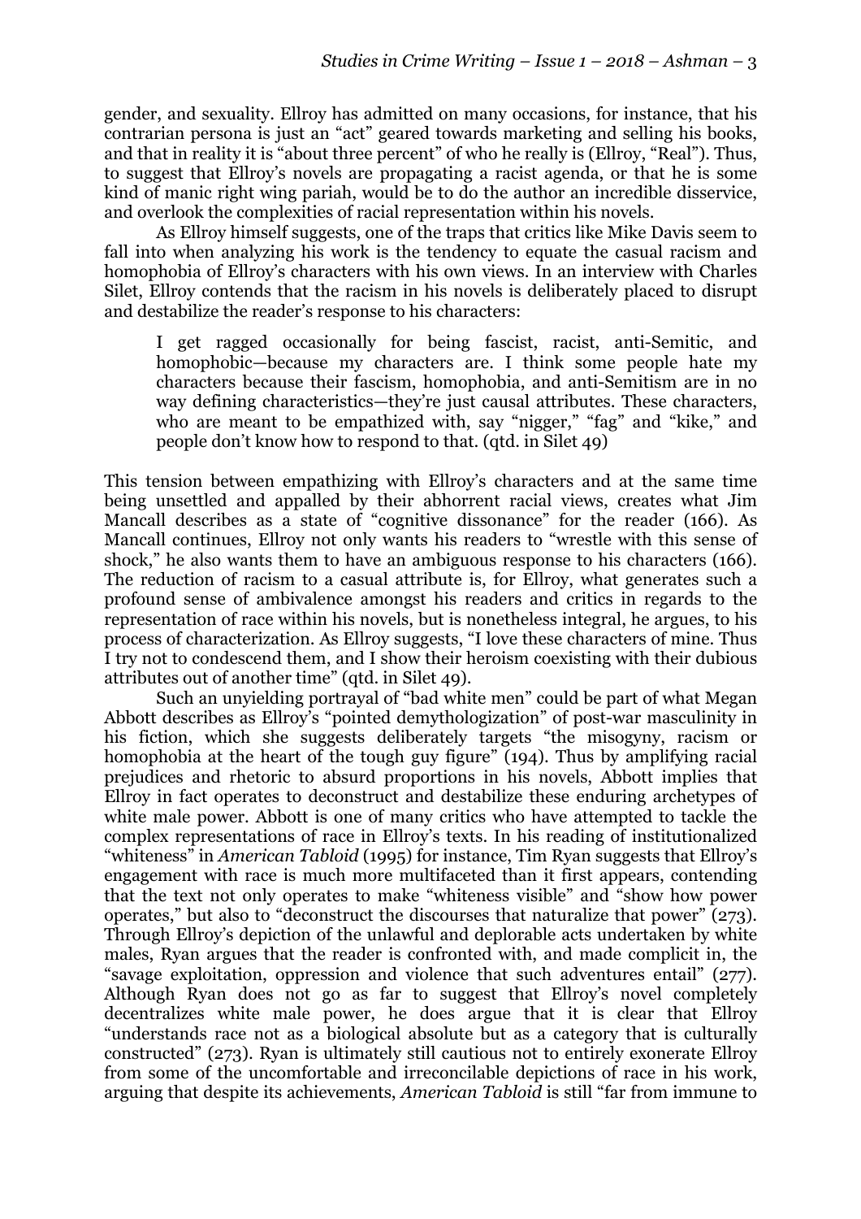gender, and sexuality. Ellroy has admitted on many occasions, for instance, that his contrarian persona is just an "act" geared towards marketing and selling his books, and that in reality it is "about three percent" of who he really is (Ellroy, "Real"). Thus, to suggest that Ellroy's novels are propagating a racist agenda, or that he is some kind of manic right wing pariah, would be to do the author an incredible disservice, and overlook the complexities of racial representation within his novels.

As Ellroy himself suggests, one of the traps that critics like Mike Davis seem to fall into when analyzing his work is the tendency to equate the casual racism and homophobia of Ellroy's characters with his own views. In an interview with Charles Silet, Ellroy contends that the racism in his novels is deliberately placed to disrupt and destabilize the reader's response to his characters:

> I get ragged occasionally for being fascist, racist, anti-Semitic, and homophobic—because my characters are. I think some people hate my characters because their fascism, homophobia, and anti-Semitism are in no way defining characteristics—they're just causal attributes. These characters, who are meant to be empathized with, say "nigger," "fag" and "kike," and people don't know how to respond to that. (qtd. in Silet 49)

This tension between empathizing with Ellroy's characters and at the same time being unsettled and appalled by their abhorrent racial views, creates what Jim Mancall describes as a state of "cognitive dissonance" for the reader (166). As Mancall continues, Ellroy not only wants his readers to "wrestle with this sense of shock," he also wants them to have an ambiguous response to his characters (166). The reduction of racism to a casual attribute is, for Ellroy, what generates such a profound sense of ambivalence amongst his readers and critics in regards to the representation of race within his novels, but is nonetheless integral, he argues, to his process of characterization. As Ellroy suggests, "I love these characters of mine. Thus I try not to condescend them, and I show their heroism coexisting with their dubious attributes out of another time" (qtd. in Silet 49).

Such an unyielding portrayal of "bad white men" could be part of what Megan Abbott describes as Ellroy's "pointed demythologization" of post-war masculinity in his fiction, which she suggests deliberately targets "the misogyny, racism or homophobia at the heart of the tough guy figure" (194). Thus by amplifying racial prejudices and rhetoric to absurd proportions in his novels, Abbott implies that Ellroy in fact operates to deconstruct and destabilize these enduring archetypes of white male power. Abbott is one of many critics who have attempted to tackle the complex representations of race in Ellroy's texts. In his reading of institutionalized "whiteness" in *American Tabloid* (1995) for instance, Tim Ryan suggests that Ellroy's engagement with race is much more multifaceted than it first appears, contending that the text not only operates to make "whiteness visible" and "show how power operates," but also to "deconstruct the discourses that naturalize that power" (273). Through Ellroy's depiction of the unlawful and deplorable acts undertaken by white males, Ryan argues that the reader is confronted with, and made complicit in, the "savage exploitation, oppression and violence that such adventures entail" (277). Although Ryan does not go as far to suggest that Ellroy's novel completely decentralizes white male power, he does argue that it is clear that Ellroy "understands race not as a biological absolute but as a category that is culturally constructed" (273). Ryan is ultimately still cautious not to entirely exonerate Ellroy from some of the uncomfortable and irreconcilable depictions of race in his work, arguing that despite its achievements, *American Tabloid* is still "far from immune to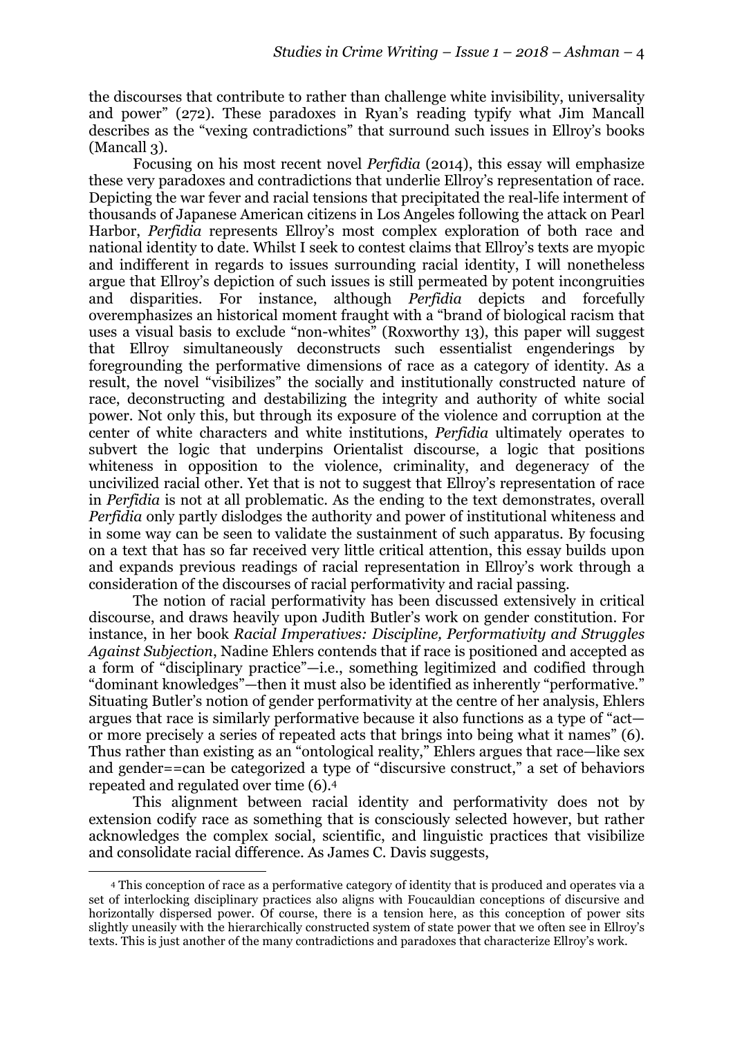the discourses that contribute to rather than challenge white invisibility, universality and power" (272). These paradoxes in Ryan's reading typify what Jim Mancall describes as the "vexing contradictions" that surround such issues in Ellroy's books (Mancall 3).

Focusing on his most recent novel *Perfidia* (2014), this essay will emphasize these very paradoxes and contradictions that underlie Ellroy's representation of race. Depicting the war fever and racial tensions that precipitated the real-life interment of thousands of Japanese American citizens in Los Angeles following the attack on Pearl Harbor, *Perfidia* represents Ellroy's most complex exploration of both race and national identity to date. Whilst I seek to contest claims that Ellroy's texts are myopic and indifferent in regards to issues surrounding racial identity, I will nonetheless argue that Ellroy's depiction of such issues is still permeated by potent incongruities and disparities. For instance, although *Perfidia* depicts and forcefully overemphasizes an historical moment fraught with a "brand of biological racism that uses a visual basis to exclude "non-whites" (Roxworthy 13), this paper will suggest that Ellroy simultaneously deconstructs such essentialist engenderings by foregrounding the performative dimensions of race as a category of identity. As a result, the novel "visibilizes" the socially and institutionally constructed nature of race, deconstructing and destabilizing the integrity and authority of white social power. Not only this, but through its exposure of the violence and corruption at the center of white characters and white institutions, *Perfidia* ultimately operates to subvert the logic that underpins Orientalist discourse, a logic that positions whiteness in opposition to the violence, criminality, and degeneracy of the uncivilized racial other. Yet that is not to suggest that Ellroy's representation of race in *Perfidia* is not at all problematic. As the ending to the text demonstrates, overall *Perfidia* only partly dislodges the authority and power of institutional whiteness and in some way can be seen to validate the sustainment of such apparatus. By focusing on a text that has so far received very little critical attention, this essay builds upon and expands previous readings of racial representation in Ellroy's work through a consideration of the discourses of racial performativity and racial passing.

The notion of racial performativity has been discussed extensively in critical discourse, and draws heavily upon Judith Butler's work on gender constitution. For instance, in her book *Racial Imperatives: Discipline, Performativity and Struggles Against Subjection*, Nadine Ehlers contends that if race is positioned and accepted as a form of "disciplinary practice"—i.e., something legitimized and codified through "dominant knowledges"—then it must also be identified as inherently "performative." Situating Butler's notion of gender performativity at the centre of her analysis, Ehlers argues that race is similarly performative because it also functions as a type of "act—or more precisely a series of repeated acts that brings into being what it names" (6). Thus rather than existing as an "ontological reality," Ehlers argues that race—like sex and gender==can be categorized a type of "discursive construct," a set of behaviors repeated and regulated over time (6).[4]

This alignment between racial identity and performativity does not by extension codify race as something that is consciously selected however, but rather acknowledges the complex social, scientific, and linguistic practices that visibilize and consolidate racial difference. As James C. Davis suggests,

[4] This conception of race as a performative category of identity that is produced and operates via a set of interlocking disciplinary practices also aligns with Foucauldian conceptions of discursive and horizontally dispersed power. Of course, there is a tension here, as this conception of power sits slightly uneasily with the hierarchically constructed system of state power that we often see in Ellroy's texts. This is just another of the many contradictions and paradoxes that characterize Ellroy's work.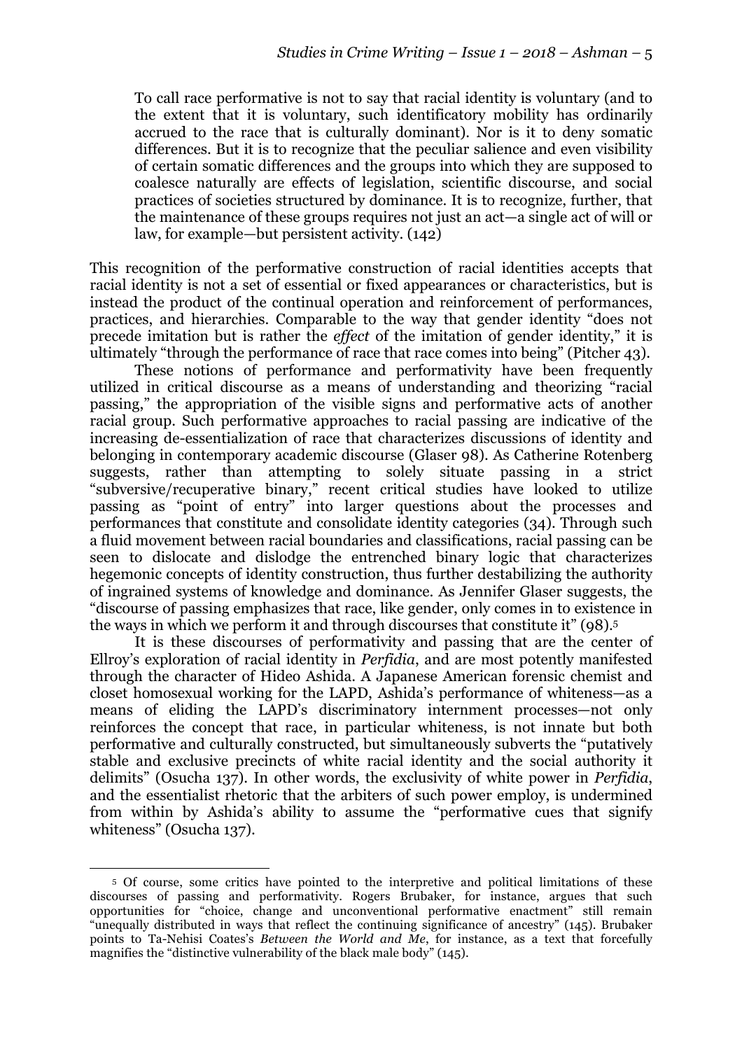> To call race performative is not to say that racial identity is voluntary (and to the extent that it is voluntary, such identificatory mobility has ordinarily accrued to the race that is culturally dominant). Nor is it to deny somatic differences. But it is to recognize that the peculiar salience and even visibility of certain somatic differences and the groups into which they are supposed to coalesce naturally are effects of legislation, scientific discourse, and social practices of societies structured by dominance. It is to recognize, further, that the maintenance of these groups requires not just an act—a single act of will or law, for example—but persistent activity. (142)

This recognition of the performative construction of racial identities accepts that racial identity is not a set of essential or fixed appearances or characteristics, but is instead the product of the continual operation and reinforcement of performances, practices, and hierarchies. Comparable to the way that gender identity "does not precede imitation but is rather the *effect* of the imitation of gender identity," it is ultimately "through the performance of race that race comes into being" (Pitcher 43).

These notions of performance and performativity have been frequently utilized in critical discourse as a means of understanding and theorizing "racial passing," the appropriation of the visible signs and performative acts of another racial group. Such performative approaches to racial passing are indicative of the increasing de-essentialization of race that characterizes discussions of identity and belonging in contemporary academic discourse (Glaser 98). As Catherine Rotenberg suggests, rather than attempting to solely situate passing in a strict "subversive/recuperative binary," recent critical studies have looked to utilize passing as "point of entry" into larger questions about the processes and performances that constitute and consolidate identity categories (34). Through such a fluid movement between racial boundaries and classifications, racial passing can be seen to dislocate and dislodge the entrenched binary logic that characterizes hegemonic concepts of identity construction, thus further destabilizing the authority of ingrained systems of knowledge and dominance. As Jennifer Glaser suggests, the "discourse of passing emphasizes that race, like gender, only comes in to existence in the ways in which we perform it and through discourses that constitute it" (98).[5]

It is these discourses of performativity and passing that are the center of Ellroy's exploration of racial identity in *Perfidia*, and are most potently manifested through the character of Hideo Ashida. A Japanese American forensic chemist and closet homosexual working for the LAPD, Ashida's performance of whiteness—as a means of eliding the LAPD's discriminatory internment processes—not only reinforces the concept that race, in particular whiteness, is not innate but both performative and culturally constructed, but simultaneously subverts the "putatively stable and exclusive precincts of white racial identity and the social authority it delimits" (Osucha 137). In other words, the exclusivity of white power in *Perfidia*, and the essentialist rhetoric that the arbiters of such power employ, is undermined from within by Ashida's ability to assume the "performative cues that signify whiteness" (Osucha 137).

---

[5] Of course, some critics have pointed to the interpretive and political limitations of these discourses of passing and performativity. Rogers Brubaker, for instance, argues that such opportunities for "choice, change and unconventional performative enactment" still remain "unequally distributed in ways that reflect the continuing significance of ancestry" (145). Brubaker points to Ta-Nehisi Coates's *Between the World and Me*, for instance, as a text that forcefully magnifies the "distinctive vulnerability of the black male body" (145).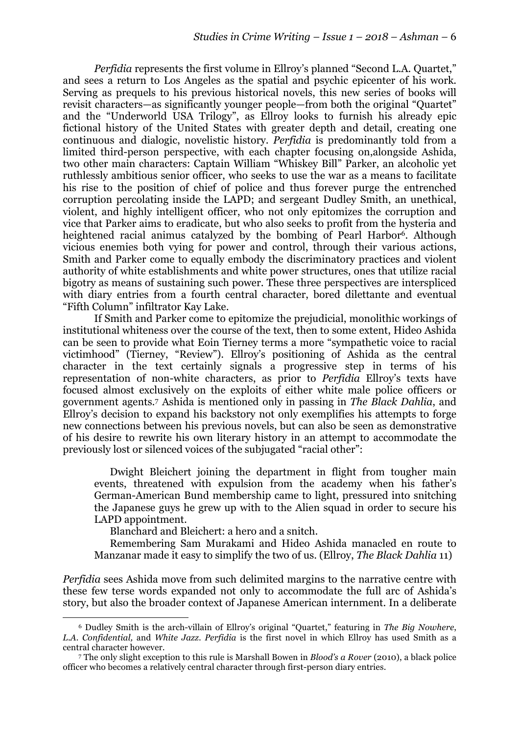*Perfidia* represents the first volume in Ellroy's planned "Second L.A. Quartet," and sees a return to Los Angeles as the spatial and psychic epicenter of his work. Serving as prequels to his previous historical novels, this new series of books will revisit characters—as significantly younger people—from both the original "Quartet" and the "Underworld USA Trilogy", as Ellroy looks to furnish his already epic fictional history of the United States with greater depth and detail, creating one continuous and dialogic, novelistic history. *Perfidia* is predominantly told from a limited third-person perspective, with each chapter focusing on,alongside Ashida, two other main characters: Captain William "Whiskey Bill" Parker, an alcoholic yet ruthlessly ambitious senior officer, who seeks to use the war as a means to facilitate his rise to the position of chief of police and thus forever purge the entrenched corruption percolating inside the LAPD; and sergeant Dudley Smith, an unethical, violent, and highly intelligent officer, who not only epitomizes the corruption and vice that Parker aims to eradicate, but who also seeks to profit from the hysteria and heightened racial animus catalyzed by the bombing of Pearl Harbor[6]. Although vicious enemies both vying for power and control, through their various actions, Smith and Parker come to equally embody the discriminatory practices and violent authority of white establishments and white power structures, ones that utilize racial bigotry as means of sustaining such power. These three perspectives are interspliced with diary entries from a fourth central character, bored dilettante and eventual "Fifth Column" infiltrator Kay Lake.

If Smith and Parker come to epitomize the prejudicial, monolithic workings of institutional whiteness over the course of the text, then to some extent, Hideo Ashida can be seen to provide what Eoin Tierney terms a more "sympathetic voice to racial victimhood" (Tierney, "Review"). Ellroy's positioning of Ashida as the central character in the text certainly signals a progressive step in terms of his representation of non-white characters, as prior to *Perfidia* Ellroy's texts have focused almost exclusively on the exploits of either white male police officers or government agents.[7] Ashida is mentioned only in passing in *The Black Dahlia*, and Ellroy's decision to expand his backstory not only exemplifies his attempts to forge new connections between his previous novels, but can also be seen as demonstrative of his desire to rewrite his own literary history in an attempt to accommodate the previously lost or silenced voices of the subjugated "racial other":

> Dwight Bleichert joining the department in flight from tougher main events, threatened with expulsion from the academy when his father's German-American Bund membership came to light, pressured into snitching the Japanese guys he grew up with to the Alien squad in order to secure his LAPD appointment.
>
> Blanchard and Bleichert: a hero and a snitch.
>
> Remembering Sam Murakami and Hideo Ashida manacled en route to Manzanar made it easy to simplify the two of us. (Ellroy, *The Black Dahlia* 11)

*Perfidia* sees Ashida move from such delimited margins to the narrative centre with these few terse words expanded not only to accommodate the full arc of Ashida's story, but also the broader context of Japanese American internment. In a deliberate

---

[6] Dudley Smith is the arch-villain of Ellroy's original "Quartet," featuring in *The Big Nowhere*, *L.A. Confidential,* and *White Jazz*. *Perfidia* is the first novel in which Ellroy has used Smith as a central character however.

[7] The only slight exception to this rule is Marshall Bowen in *Blood's a Rover* (2010), a black police officer who becomes a relatively central character through first-person diary entries.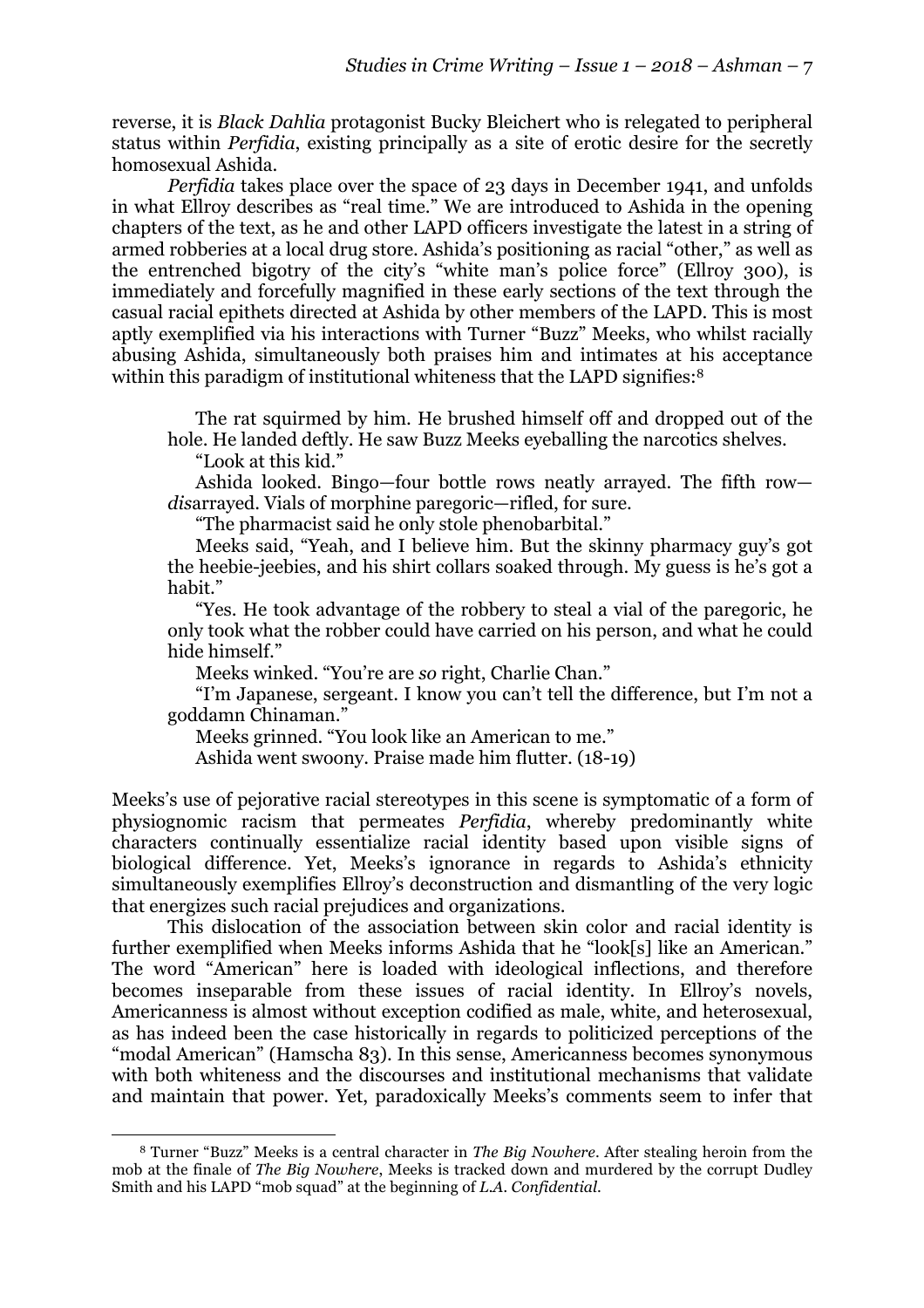reverse, it is *Black Dahlia* protagonist Bucky Bleichert who is relegated to peripheral status within *Perfidia*, existing principally as a site of erotic desire for the secretly homosexual Ashida.

*Perfidia* takes place over the space of 23 days in December 1941, and unfolds in what Ellroy describes as "real time." We are introduced to Ashida in the opening chapters of the text, as he and other LAPD officers investigate the latest in a string of armed robberies at a local drug store. Ashida's positioning as racial "other," as well as the entrenched bigotry of the city's "white man's police force" (Ellroy 300), is immediately and forcefully magnified in these early sections of the text through the casual racial epithets directed at Ashida by other members of the LAPD. This is most aptly exemplified via his interactions with Turner "Buzz" Meeks, who whilst racially abusing Ashida, simultaneously both praises him and intimates at his acceptance within this paradigm of institutional whiteness that the LAPD signifies:[8]

> The rat squirmed by him. He brushed himself off and dropped out of the hole. He landed deftly. He saw Buzz Meeks eyeballing the narcotics shelves.
>
> "Look at this kid."
>
> Ashida looked. Bingo—four bottle rows neatly arrayed. The fifth row—*dis*arrayed. Vials of morphine paregoric—rifled, for sure.
>
> "The pharmacist said he only stole phenobarbital."
>
> Meeks said, "Yeah, and I believe him. But the skinny pharmacy guy's got the heebie-jeebies, and his shirt collars soaked through. My guess is he's got a habit."
>
> "Yes. He took advantage of the robbery to steal a vial of the paregoric, he only took what the robber could have carried on his person, and what he could hide himself."
>
> Meeks winked. "You're are *so* right, Charlie Chan."
>
> "I'm Japanese, sergeant. I know you can't tell the difference, but I'm not a goddamn Chinaman."
>
> Meeks grinned. "You look like an American to me."
>
> Ashida went swoony. Praise made him flutter. (18-19)

Meeks's use of pejorative racial stereotypes in this scene is symptomatic of a form of physiognomic racism that permeates *Perfidia*, whereby predominantly white characters continually essentialize racial identity based upon visible signs of biological difference. Yet, Meeks's ignorance in regards to Ashida's ethnicity simultaneously exemplifies Ellroy's deconstruction and dismantling of the very logic that energizes such racial prejudices and organizations.

This dislocation of the association between skin color and racial identity is further exemplified when Meeks informs Ashida that he "look[s] like an American." The word "American" here is loaded with ideological inflections, and therefore becomes inseparable from these issues of racial identity. In Ellroy's novels, Americanness is almost without exception codified as male, white, and heterosexual, as has indeed been the case historically in regards to politicized perceptions of the "modal American" (Hamscha 83). In this sense, Americanness becomes synonymous with both whiteness and the discourses and institutional mechanisms that validate and maintain that power. Yet, paradoxically Meeks's comments seem to infer that

---

[8] Turner "Buzz" Meeks is a central character in *The Big Nowhere*. After stealing heroin from the mob at the finale of *The Big Nowhere*, Meeks is tracked down and murdered by the corrupt Dudley Smith and his LAPD "mob squad" at the beginning of *L.A. Confidential*.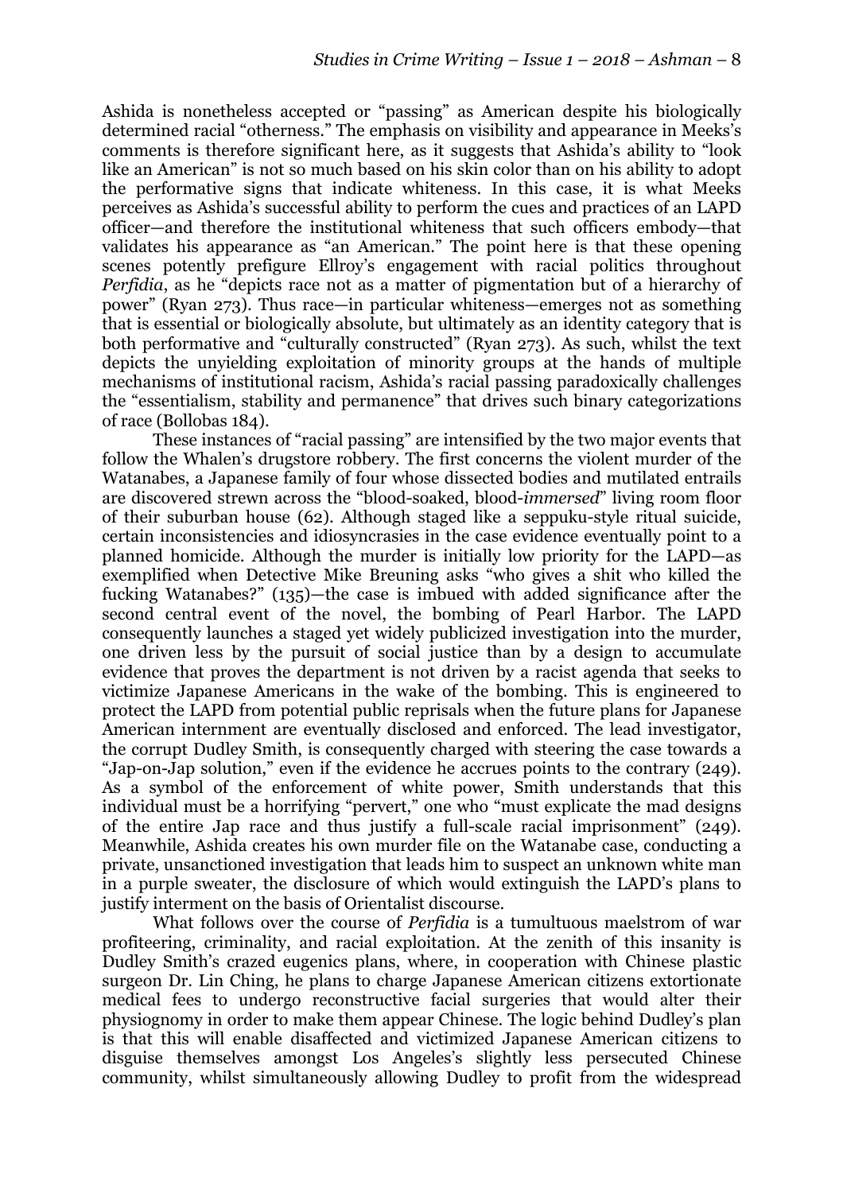Ashida is nonetheless accepted or "passing" as American despite his biologically determined racial "otherness." The emphasis on visibility and appearance in Meeks's comments is therefore significant here, as it suggests that Ashida's ability to "look like an American" is not so much based on his skin color than on his ability to adopt the performative signs that indicate whiteness. In this case, it is what Meeks perceives as Ashida's successful ability to perform the cues and practices of an LAPD officer—and therefore the institutional whiteness that such officers embody—that validates his appearance as "an American." The point here is that these opening scenes potently prefigure Ellroy's engagement with racial politics throughout *Perfidia*, as he "depicts race not as a matter of pigmentation but of a hierarchy of power" (Ryan 273). Thus race—in particular whiteness—emerges not as something that is essential or biologically absolute, but ultimately as an identity category that is both performative and "culturally constructed" (Ryan 273). As such, whilst the text depicts the unyielding exploitation of minority groups at the hands of multiple mechanisms of institutional racism, Ashida's racial passing paradoxically challenges the "essentialism, stability and permanence" that drives such binary categorizations of race (Bollobas 184).

These instances of "racial passing" are intensified by the two major events that follow the Whalen's drugstore robbery. The first concerns the violent murder of the Watanabes, a Japanese family of four whose dissected bodies and mutilated entrails are discovered strewn across the "blood-soaked, blood-*immersed*" living room floor of their suburban house (62). Although staged like a seppuku-style ritual suicide, certain inconsistencies and idiosyncrasies in the case evidence eventually point to a planned homicide. Although the murder is initially low priority for the LAPD—as exemplified when Detective Mike Breuning asks "who gives a shit who killed the fucking Watanabes?" (135)—the case is imbued with added significance after the second central event of the novel, the bombing of Pearl Harbor. The LAPD consequently launches a staged yet widely publicized investigation into the murder, one driven less by the pursuit of social justice than by a design to accumulate evidence that proves the department is not driven by a racist agenda that seeks to victimize Japanese Americans in the wake of the bombing. This is engineered to protect the LAPD from potential public reprisals when the future plans for Japanese American internment are eventually disclosed and enforced. The lead investigator, the corrupt Dudley Smith, is consequently charged with steering the case towards a "Jap-on-Jap solution," even if the evidence he accrues points to the contrary (249). As a symbol of the enforcement of white power, Smith understands that this individual must be a horrifying "pervert," one who "must explicate the mad designs of the entire Jap race and thus justify a full-scale racial imprisonment" (249). Meanwhile, Ashida creates his own murder file on the Watanabe case, conducting a private, unsanctioned investigation that leads him to suspect an unknown white man in a purple sweater, the disclosure of which would extinguish the LAPD's plans to justify interment on the basis of Orientalist discourse.

What follows over the course of *Perfidia* is a tumultuous maelstrom of war profiteering, criminality, and racial exploitation. At the zenith of this insanity is Dudley Smith's crazed eugenics plans, where, in cooperation with Chinese plastic surgeon Dr. Lin Ching, he plans to charge Japanese American citizens extortionate medical fees to undergo reconstructive facial surgeries that would alter their physiognomy in order to make them appear Chinese. The logic behind Dudley's plan is that this will enable disaffected and victimized Japanese American citizens to disguise themselves amongst Los Angeles's slightly less persecuted Chinese community, whilst simultaneously allowing Dudley to profit from the widespread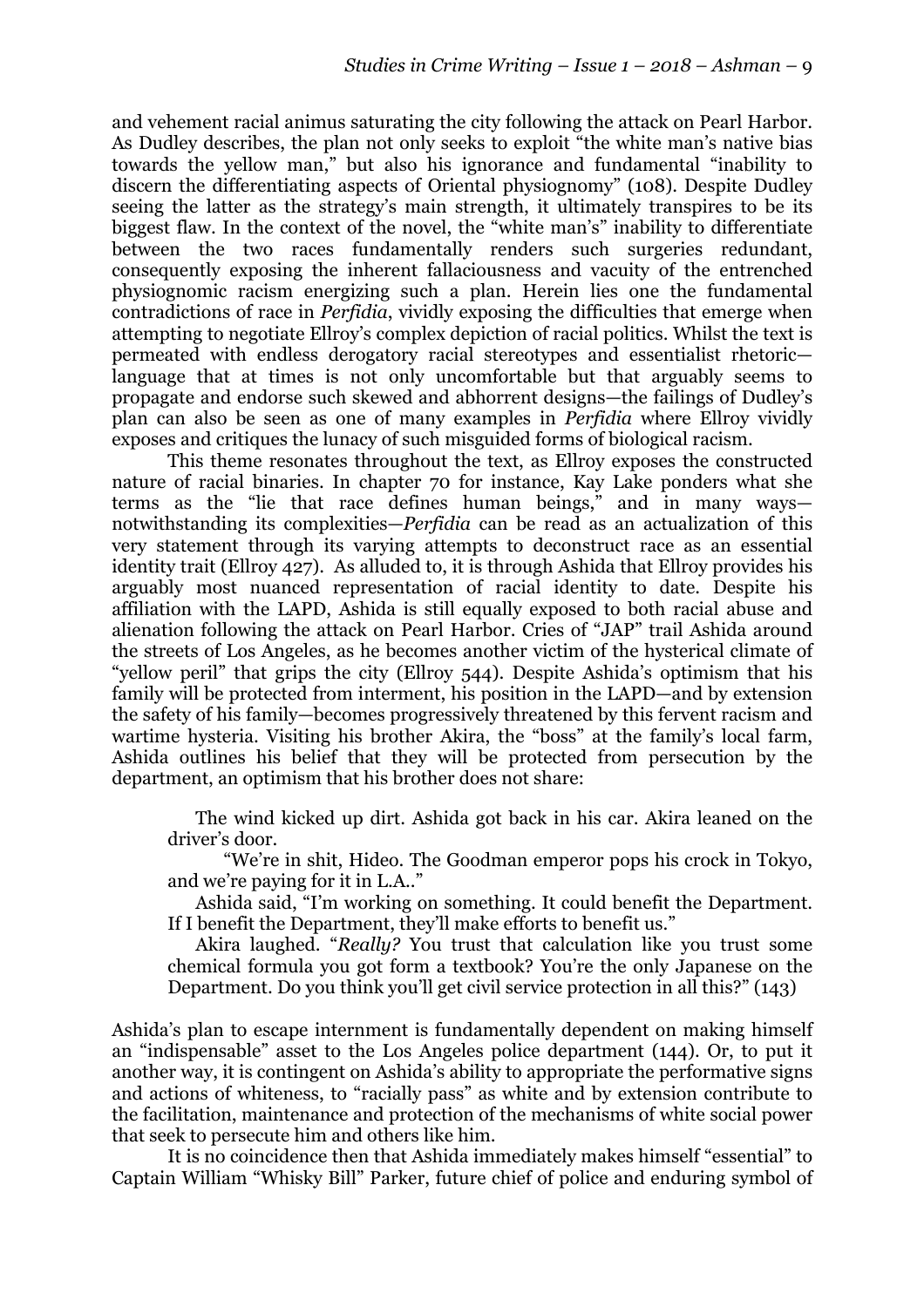and vehement racial animus saturating the city following the attack on Pearl Harbor. As Dudley describes, the plan not only seeks to exploit "the white man's native bias towards the yellow man," but also his ignorance and fundamental "inability to discern the differentiating aspects of Oriental physiognomy" (108). Despite Dudley seeing the latter as the strategy's main strength, it ultimately transpires to be its biggest flaw. In the context of the novel, the "white man's" inability to differentiate between the two races fundamentally renders such surgeries redundant, consequently exposing the inherent fallaciousness and vacuity of the entrenched physiognomic racism energizing such a plan. Herein lies one the fundamental contradictions of race in *Perfidia*, vividly exposing the difficulties that emerge when attempting to negotiate Ellroy's complex depiction of racial politics. Whilst the text is permeated with endless derogatory racial stereotypes and essentialist rhetoric—language that at times is not only uncomfortable but that arguably seems to propagate and endorse such skewed and abhorrent designs—the failings of Dudley's plan can also be seen as one of many examples in *Perfidia* where Ellroy vividly exposes and critiques the lunacy of such misguided forms of biological racism.

This theme resonates throughout the text, as Ellroy exposes the constructed nature of racial binaries. In chapter 70 for instance, Kay Lake ponders what she terms as the "lie that race defines human beings," and in many ways—notwithstanding its complexities—*Perfidia* can be read as an actualization of this very statement through its varying attempts to deconstruct race as an essential identity trait (Ellroy 427). As alluded to, it is through Ashida that Ellroy provides his arguably most nuanced representation of racial identity to date. Despite his affiliation with the LAPD, Ashida is still equally exposed to both racial abuse and alienation following the attack on Pearl Harbor. Cries of "JAP" trail Ashida around the streets of Los Angeles, as he becomes another victim of the hysterical climate of "yellow peril" that grips the city (Ellroy 544). Despite Ashida's optimism that his family will be protected from interment, his position in the LAPD—and by extension the safety of his family—becomes progressively threatened by this fervent racism and wartime hysteria. Visiting his brother Akira, the "boss" at the family's local farm, Ashida outlines his belief that they will be protected from persecution by the department, an optimism that his brother does not share:

> The wind kicked up dirt. Ashida got back in his car. Akira leaned on the driver's door.
>
> "We're in shit, Hideo. The Goodman emperor pops his crock in Tokyo, and we're paying for it in L.A.."
>
> Ashida said, "I'm working on something. It could benefit the Department. If I benefit the Department, they'll make efforts to benefit us."
>
> Akira laughed. "*Really?* You trust that calculation like you trust some chemical formula you got form a textbook? You're the only Japanese on the Department. Do you think you'll get civil service protection in all this?" (143)

Ashida's plan to escape internment is fundamentally dependent on making himself an "indispensable" asset to the Los Angeles police department (144). Or, to put it another way, it is contingent on Ashida's ability to appropriate the performative signs and actions of whiteness, to "racially pass" as white and by extension contribute to the facilitation, maintenance and protection of the mechanisms of white social power that seek to persecute him and others like him.

It is no coincidence then that Ashida immediately makes himself "essential" to Captain William "Whisky Bill" Parker, future chief of police and enduring symbol of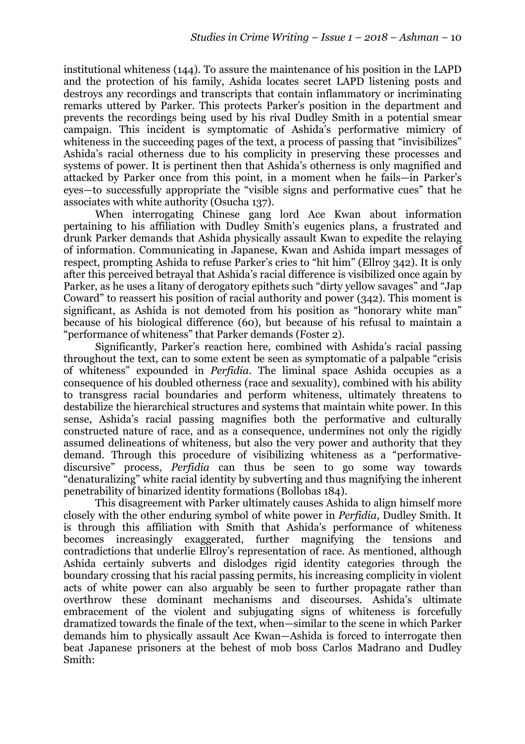institutional whiteness (144). To assure the maintenance of his position in the LAPD and the protection of his family, Ashida locates secret LAPD listening posts and destroys any recordings and transcripts that contain inflammatory or incriminating remarks uttered by Parker. This protects Parker's position in the department and prevents the recordings being used by his rival Dudley Smith in a potential smear campaign. This incident is symptomatic of Ashida's performative mimicry of whiteness in the succeeding pages of the text, a process of passing that "invisibilizes" Ashida's racial otherness due to his complicity in preserving these processes and systems of power. It is pertinent then that Ashida's otherness is only magnified and attacked by Parker once from this point, in a moment when he fails—in Parker's eyes—to successfully appropriate the "visible signs and performative cues" that he associates with white authority (Osucha 137).

When interrogating Chinese gang lord Ace Kwan about information pertaining to his affiliation with Dudley Smith's eugenics plans, a frustrated and drunk Parker demands that Ashida physically assault Kwan to expedite the relaying of information. Communicating in Japanese, Kwan and Ashida impart messages of respect, prompting Ashida to refuse Parker's cries to "hit him" (Ellroy 342). It is only after this perceived betrayal that Ashida's racial difference is visibilized once again by Parker, as he uses a litany of derogatory epithets such "dirty yellow savages" and "Jap Coward" to reassert his position of racial authority and power (342). This moment is significant, as Ashida is not demoted from his position as "honorary white man" because of his biological difference (60), but because of his refusal to maintain a "performance of whiteness" that Parker demands (Foster 2).

Significantly, Parker's reaction here, combined with Ashida's racial passing throughout the text, can to some extent be seen as symptomatic of a palpable "crisis of whiteness" expounded in *Perfidia*. The liminal space Ashida occupies as a consequence of his doubled otherness (race and sexuality), combined with his ability to transgress racial boundaries and perform whiteness, ultimately threatens to destabilize the hierarchical structures and systems that maintain white power. In this sense, Ashida's racial passing magnifies both the performative and culturally constructed nature of race, and as a consequence, undermines not only the rigidly assumed delineations of whiteness, but also the very power and authority that they demand. Through this procedure of visibilizing whiteness as a "performative-discursive" process, *Perfidia* can thus be seen to go some way towards "denaturalizing" white racial identity by subverting and thus magnifying the inherent penetrability of binarized identity formations (Bollobas 184).

This disagreement with Parker ultimately causes Ashida to align himself more closely with the other enduring symbol of white power in *Perfidia*, Dudley Smith. It is through this affiliation with Smith that Ashida's performance of whiteness becomes increasingly exaggerated, further magnifying the tensions and contradictions that underlie Ellroy's representation of race. As mentioned, although Ashida certainly subverts and dislodges rigid identity categories through the boundary crossing that his racial passing permits, his increasing complicity in violent acts of white power can also arguably be seen to further propagate rather than overthrow these dominant mechanisms and discourses. Ashida's ultimate embracement of the violent and subjugating signs of whiteness is forcefully dramatized towards the finale of the text, when—similar to the scene in which Parker demands him to physically assault Ace Kwan—Ashida is forced to interrogate then beat Japanese prisoners at the behest of mob boss Carlos Madrano and Dudley Smith: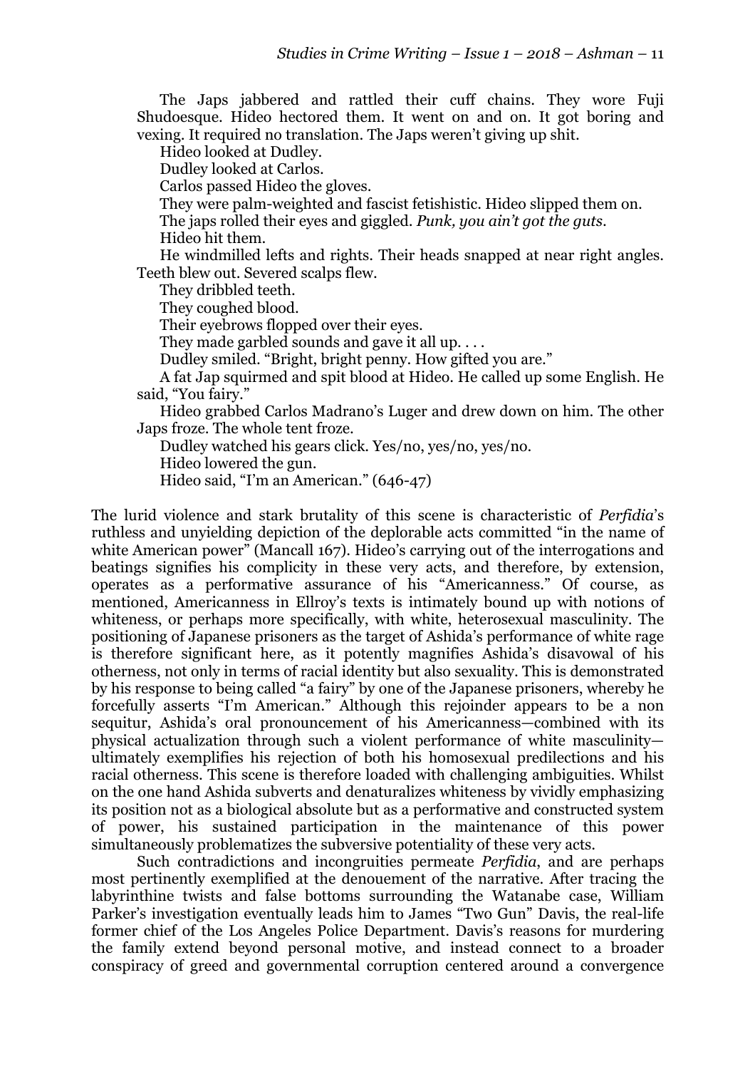> The Japs jabbered and rattled their cuff chains. They wore Fuji Shudoesque. Hideo hectored them. It went on and on. It got boring and vexing. It required no translation. The Japs weren't giving up shit.
>
> Hideo looked at Dudley.
>
> Dudley looked at Carlos.
>
> Carlos passed Hideo the gloves.
>
> They were palm-weighted and fascist fetishistic. Hideo slipped them on.
>
> The japs rolled their eyes and giggled. *Punk, you ain't got the guts.*
>
> Hideo hit them.
>
> He windmilled lefts and rights. Their heads snapped at near right angles. Teeth blew out. Severed scalps flew.
>
> They dribbled teeth.
>
> They coughed blood.
>
> Their eyebrows flopped over their eyes.
>
> They made garbled sounds and gave it all up. . . .
>
> Dudley smiled. "Bright, bright penny. How gifted you are."
>
> A fat Jap squirmed and spit blood at Hideo. He called up some English. He said, "You fairy."
>
> Hideo grabbed Carlos Madrano's Luger and drew down on him. The other Japs froze. The whole tent froze.
>
> Dudley watched his gears click. Yes/no, yes/no, yes/no.
>
> Hideo lowered the gun.
>
> Hideo said, "I'm an American." (646-47)

The lurid violence and stark brutality of this scene is characteristic of *Perfidia*'s ruthless and unyielding depiction of the deplorable acts committed "in the name of white American power" (Mancall 167). Hideo's carrying out of the interrogations and beatings signifies his complicity in these very acts, and therefore, by extension, operates as a performative assurance of his "Americanness." Of course, as mentioned, Americanness in Ellroy's texts is intimately bound up with notions of whiteness, or perhaps more specifically, with white, heterosexual masculinity. The positioning of Japanese prisoners as the target of Ashida's performance of white rage is therefore significant here, as it potently magnifies Ashida's disavowal of his otherness, not only in terms of racial identity but also sexuality. This is demonstrated by his response to being called "a fairy" by one of the Japanese prisoners, whereby he forcefully asserts "I'm American." Although this rejoinder appears to be a non sequitur, Ashida's oral pronouncement of his Americanness—combined with its physical actualization through such a violent performance of white masculinity—ultimately exemplifies his rejection of both his homosexual predilections and his racial otherness. This scene is therefore loaded with challenging ambiguities. Whilst on the one hand Ashida subverts and denaturalizes whiteness by vividly emphasizing its position not as a biological absolute but as a performative and constructed system of power, his sustained participation in the maintenance of this power simultaneously problematizes the subversive potentiality of these very acts.

Such contradictions and incongruities permeate *Perfidia*, and are perhaps most pertinently exemplified at the denouement of the narrative. After tracing the labyrinthine twists and false bottoms surrounding the Watanabe case, William Parker's investigation eventually leads him to James "Two Gun" Davis, the real-life former chief of the Los Angeles Police Department. Davis's reasons for murdering the family extend beyond personal motive, and instead connect to a broader conspiracy of greed and governmental corruption centered around a convergence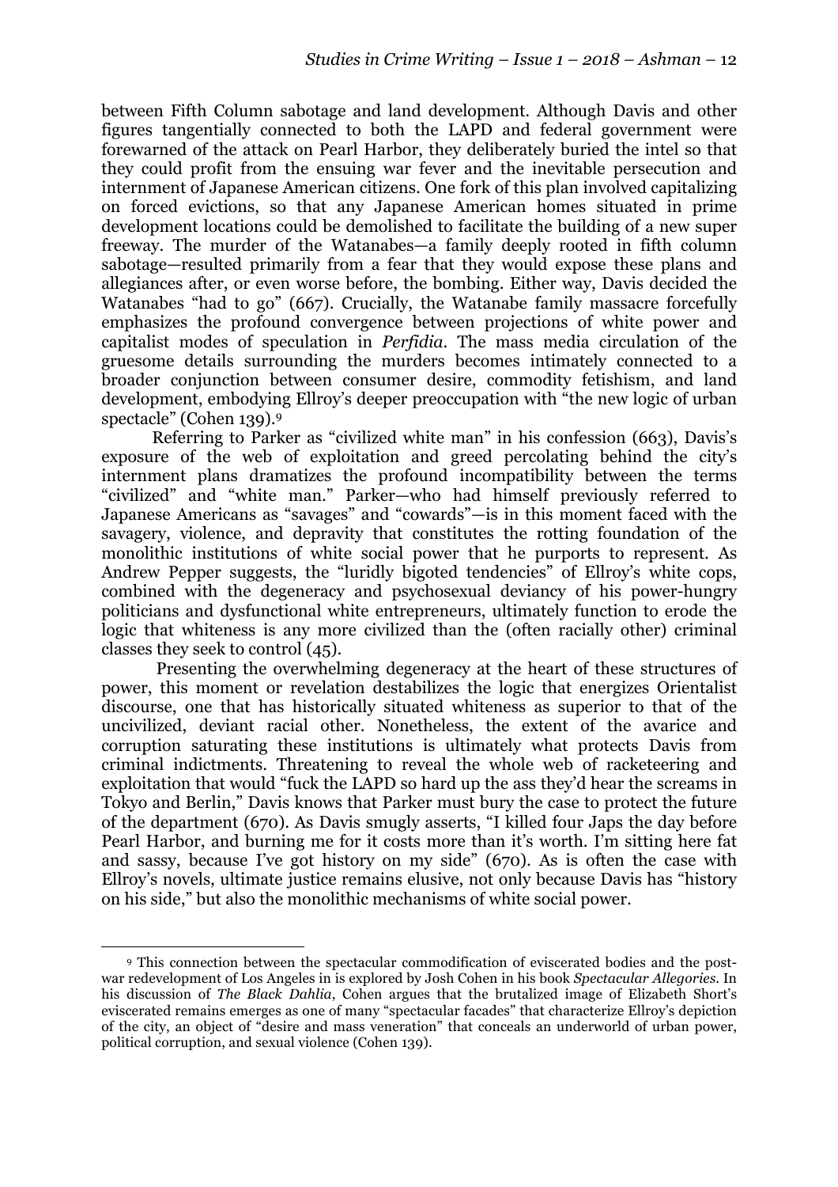between Fifth Column sabotage and land development. Although Davis and other figures tangentially connected to both the LAPD and federal government were forewarned of the attack on Pearl Harbor, they deliberately buried the intel so that they could profit from the ensuing war fever and the inevitable persecution and internment of Japanese American citizens. One fork of this plan involved capitalizing on forced evictions, so that any Japanese American homes situated in prime development locations could be demolished to facilitate the building of a new super freeway. The murder of the Watanabes—a family deeply rooted in fifth column sabotage—resulted primarily from a fear that they would expose these plans and allegiances after, or even worse before, the bombing. Either way, Davis decided the Watanabes "had to go" (667). Crucially, the Watanabe family massacre forcefully emphasizes the profound convergence between projections of white power and capitalist modes of speculation in *Perfidia*. The mass media circulation of the gruesome details surrounding the murders becomes intimately connected to a broader conjunction between consumer desire, commodity fetishism, and land development, embodying Ellroy's deeper preoccupation with "the new logic of urban spectacle" (Cohen 139).[9]

Referring to Parker as "civilized white man" in his confession (663), Davis's exposure of the web of exploitation and greed percolating behind the city's internment plans dramatizes the profound incompatibility between the terms "civilized" and "white man." Parker—who had himself previously referred to Japanese Americans as "savages" and "cowards"—is in this moment faced with the savagery, violence, and depravity that constitutes the rotting foundation of the monolithic institutions of white social power that he purports to represent. As Andrew Pepper suggests, the "luridly bigoted tendencies" of Ellroy's white cops, combined with the degeneracy and psychosexual deviancy of his power-hungry politicians and dysfunctional white entrepreneurs, ultimately function to erode the logic that whiteness is any more civilized than the (often racially other) criminal classes they seek to control (45).

Presenting the overwhelming degeneracy at the heart of these structures of power, this moment or revelation destabilizes the logic that energizes Orientalist discourse, one that has historically situated whiteness as superior to that of the uncivilized, deviant racial other. Nonetheless, the extent of the avarice and corruption saturating these institutions is ultimately what protects Davis from criminal indictments. Threatening to reveal the whole web of racketeering and exploitation that would "fuck the LAPD so hard up the ass they'd hear the screams in Tokyo and Berlin," Davis knows that Parker must bury the case to protect the future of the department (670). As Davis smugly asserts, "I killed four Japs the day before Pearl Harbor, and burning me for it costs more than it's worth. I'm sitting here fat and sassy, because I've got history on my side" (670). As is often the case with Ellroy's novels, ultimate justice remains elusive, not only because Davis has "history on his side," but also the monolithic mechanisms of white social power.

---

[9] This connection between the spectacular commodification of eviscerated bodies and the post-war redevelopment of Los Angeles in is explored by Josh Cohen in his book *Spectacular Allegories*. In his discussion of *The Black Dahlia*, Cohen argues that the brutalized image of Elizabeth Short's eviscerated remains emerges as one of many "spectacular facades" that characterize Ellroy's depiction of the city, an object of "desire and mass veneration" that conceals an underworld of urban power, political corruption, and sexual violence (Cohen 139).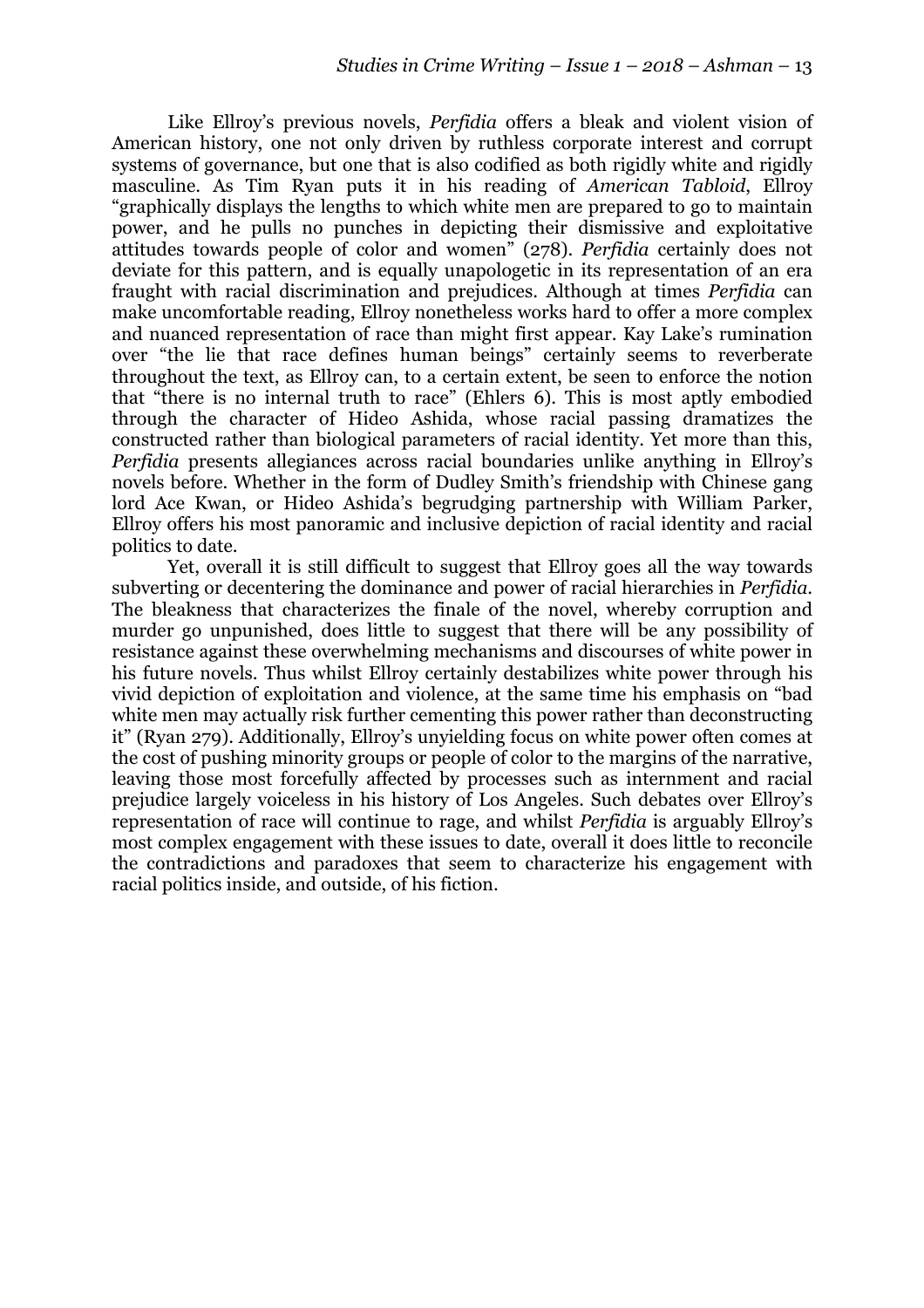Like Ellroy's previous novels, *Perfidia* offers a bleak and violent vision of American history, one not only driven by ruthless corporate interest and corrupt systems of governance, but one that is also codified as both rigidly white and rigidly masculine. As Tim Ryan puts it in his reading of *American Tabloid*, Ellroy "graphically displays the lengths to which white men are prepared to go to maintain power, and he pulls no punches in depicting their dismissive and exploitative attitudes towards people of color and women" (278). *Perfidia* certainly does not deviate for this pattern, and is equally unapologetic in its representation of an era fraught with racial discrimination and prejudices. Although at times *Perfidia* can make uncomfortable reading, Ellroy nonetheless works hard to offer a more complex and nuanced representation of race than might first appear. Kay Lake's rumination over "the lie that race defines human beings" certainly seems to reverberate throughout the text, as Ellroy can, to a certain extent, be seen to enforce the notion that "there is no internal truth to race" (Ehlers 6). This is most aptly embodied through the character of Hideo Ashida, whose racial passing dramatizes the constructed rather than biological parameters of racial identity. Yet more than this, *Perfidia* presents allegiances across racial boundaries unlike anything in Ellroy's novels before. Whether in the form of Dudley Smith's friendship with Chinese gang lord Ace Kwan, or Hideo Ashida's begrudging partnership with William Parker, Ellroy offers his most panoramic and inclusive depiction of racial identity and racial politics to date.

Yet, overall it is still difficult to suggest that Ellroy goes all the way towards subverting or decentering the dominance and power of racial hierarchies in *Perfidia*. The bleakness that characterizes the finale of the novel, whereby corruption and murder go unpunished, does little to suggest that there will be any possibility of resistance against these overwhelming mechanisms and discourses of white power in his future novels. Thus whilst Ellroy certainly destabilizes white power through his vivid depiction of exploitation and violence, at the same time his emphasis on "bad white men may actually risk further cementing this power rather than deconstructing it" (Ryan 279). Additionally, Ellroy's unyielding focus on white power often comes at the cost of pushing minority groups or people of color to the margins of the narrative, leaving those most forcefully affected by processes such as internment and racial prejudice largely voiceless in his history of Los Angeles. Such debates over Ellroy's representation of race will continue to rage, and whilst *Perfidia* is arguably Ellroy's most complex engagement with these issues to date, overall it does little to reconcile the contradictions and paradoxes that seem to characterize his engagement with racial politics inside, and outside, of his fiction.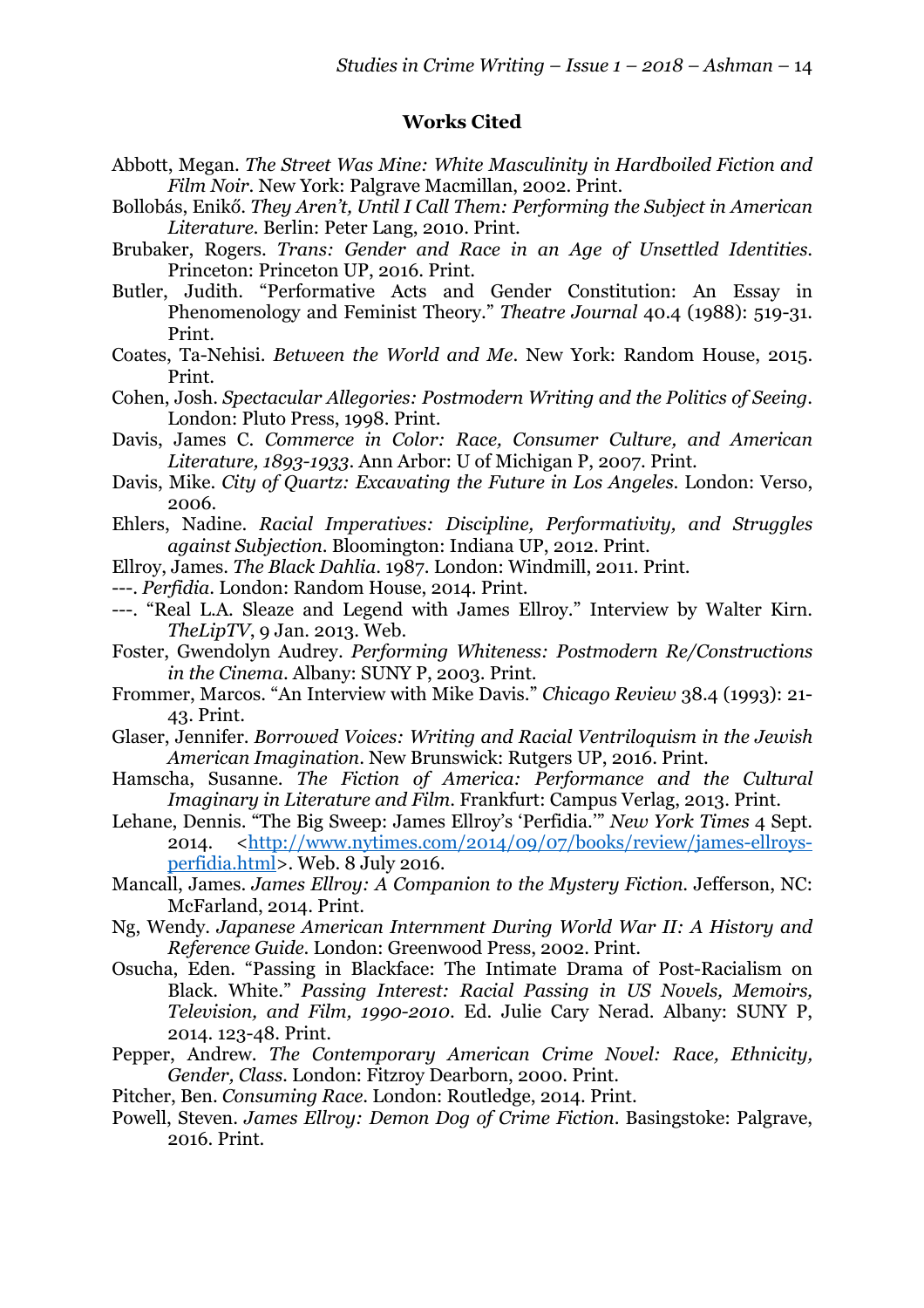**Works Cited**

Abbott, Megan. *The Street Was Mine: White Masculinity in Hardboiled Fiction and Film Noir*. New York: Palgrave Macmillan, 2002. Print.

Bollobás, Enikő. *They Aren't, Until I Call Them: Performing the Subject in American Literature*. Berlin: Peter Lang, 2010. Print.

Brubaker, Rogers. *Trans: Gender and Race in an Age of Unsettled Identities*. Princeton: Princeton UP, 2016. Print.

Butler, Judith. "Performative Acts and Gender Constitution: An Essay in Phenomenology and Feminist Theory." *Theatre Journal* 40.4 (1988): 519-31. Print.

Coates, Ta-Nehisi. *Between the World and Me*. New York: Random House, 2015. Print.

Cohen, Josh. *Spectacular Allegories: Postmodern Writing and the Politics of Seeing*. London: Pluto Press, 1998. Print.

Davis, James C. *Commerce in Color: Race, Consumer Culture, and American Literature, 1893-1933*. Ann Arbor: U of Michigan P, 2007. Print.

Davis, Mike. *City of Quartz: Excavating the Future in Los Angeles*. London: Verso, 2006.

Ehlers, Nadine. *Racial Imperatives: Discipline, Performativity, and Struggles against Subjection*. Bloomington: Indiana UP, 2012. Print.

Ellroy, James. *The Black Dahlia*. 1987. London: Windmill, 2011. Print.

---. *Perfidia*. London: Random House, 2014. Print.

---. "Real L.A. Sleaze and Legend with James Ellroy." Interview by Walter Kirn. *TheLipTV*, 9 Jan. 2013. Web.

Foster, Gwendolyn Audrey. *Performing Whiteness: Postmodern Re/Constructions in the Cinema*. Albany: SUNY P, 2003. Print.

Frommer, Marcos. "An Interview with Mike Davis." *Chicago Review* 38.4 (1993): 21-43. Print.

Glaser, Jennifer. *Borrowed Voices: Writing and Racial Ventriloquism in the Jewish American Imagination*. New Brunswick: Rutgers UP, 2016. Print.

Hamscha, Susanne. *The Fiction of America: Performance and the Cultural Imaginary in Literature and Film*. Frankfurt: Campus Verlag, 2013. Print.

Lehane, Dennis. "The Big Sweep: James Ellroy's 'Perfidia.'" *New York Times* 4 Sept. 2014. <http://www.nytimes.com/2014/09/07/books/review/james-ellroys-perfidia.html>. Web. 8 July 2016.

Mancall, James. *James Ellroy: A Companion to the Mystery Fiction*. Jefferson, NC: McFarland, 2014. Print.

Ng, Wendy. *Japanese American Internment During World War II: A History and Reference Guide*. London: Greenwood Press, 2002. Print.

Osucha, Eden. "Passing in Blackface: The Intimate Drama of Post-Racialism on Black. White." *Passing Interest: Racial Passing in US Novels, Memoirs, Television, and Film, 1990-2010*. Ed. Julie Cary Nerad. Albany: SUNY P, 2014. 123-48. Print.

Pepper, Andrew. *The Contemporary American Crime Novel: Race, Ethnicity, Gender, Class*. London: Fitzroy Dearborn, 2000. Print.

Pitcher, Ben. *Consuming Race*. London: Routledge, 2014. Print.

Powell, Steven. *James Ellroy: Demon Dog of Crime Fiction*. Basingstoke: Palgrave, 2016. Print.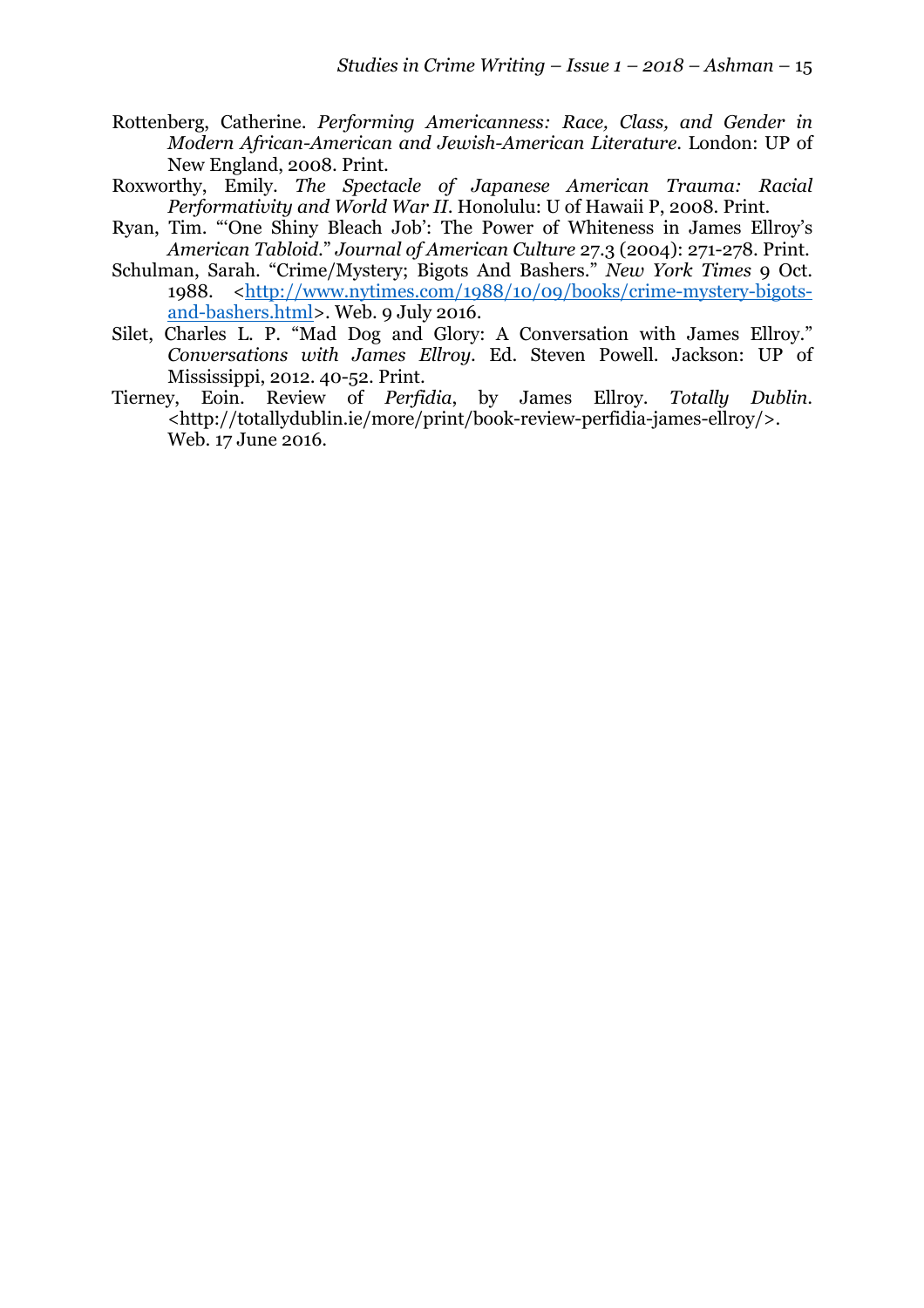Rottenberg, Catherine. *Performing Americanness: Race, Class, and Gender in Modern African-American and Jewish-American Literature*. London: UP of New England, 2008. Print.

Roxworthy, Emily. *The Spectacle of Japanese American Trauma: Racial Performativity and World War II*. Honolulu: U of Hawaii P, 2008. Print.

Ryan, Tim. "'One Shiny Bleach Job': The Power of Whiteness in James Ellroy's *American Tabloid*." *Journal of American Culture* 27.3 (2004): 271-278. Print.

Schulman, Sarah. "Crime/Mystery; Bigots And Bashers." *New York Times* 9 Oct. 1988. <http://www.nytimes.com/1988/10/09/books/crime-mystery-bigots-and-bashers.html>. Web. 9 July 2016.

Silet, Charles L. P. "Mad Dog and Glory: A Conversation with James Ellroy." *Conversations with James Ellroy*. Ed. Steven Powell. Jackson: UP of Mississippi, 2012. 40-52. Print.

Tierney, Eoin. Review of *Perfidia*, by James Ellroy. *Totally Dublin*. <http://totallydublin.ie/more/print/book-review-perfidia-james-ellroy/>. Web. 17 June 2016.